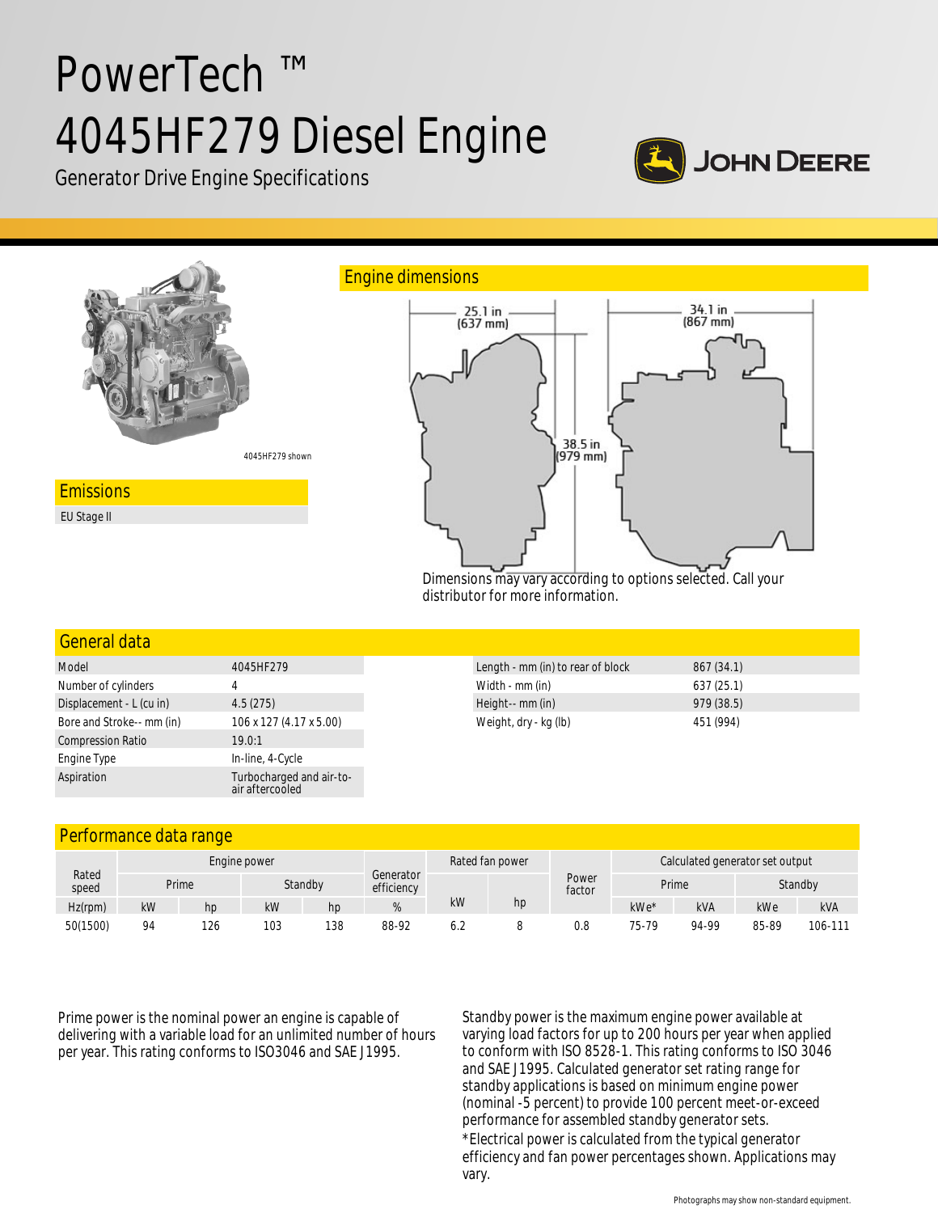# PowerTech ™ 4045HF279 Diesel Engine

Generator Drive Engine Specifications

JOHN DEERE

4045HF279 shown

## Engine dimensions

25.1 in (637 mm)

34.1 in (867 mm)

38.5 in (979 mm)

Dimensions may vary according to options selected. Call your distributor for more information.

## Emissions

EU Stage II

## General data

| | |
|---|---|
| Model | 4045HF279 |
| Number of cylinders | 4 |
| Displacement - L (cu in) | 4.5 (275) |
| Bore and Stroke-- mm (in) | 106 x 127 (4.17 x 5.00) |
| Compression Ratio | 19.0:1 |
| Engine Type | In-line, 4-Cycle |
| Aspiration | Turbocharged and air-to-air aftercooled |

| | |
|---|---|
| Length - mm (in) to rear of block | 867 (34.1) |
| Width - mm (in) | 637 (25.1) |
| Height-- mm (in) | 979 (38.5) |
| Weight, dry - kg (lb) | 451 (994) |

## Performance data range

| Rated speed | Engine power | | | | Generator efficiency | Rated fan power | | Power factor | Calculated generator set output | | | |
|---|---|---|---|---|---|---|---|---|---|---|---|---|
| | Prime | | Standby | | | | | | Prime | | Standby | |
| Hz(rpm) | kW | hp | kW | hp | % | kW | hp | | kWe* | kVA | kWe | kVA |
| 50(1500) | 94 | 126 | 103 | 138 | 88-92 | 6.2 | 8 | 0.8 | 75-79 | 94-99 | 85-89 | 106-111 |

Prime power is the nominal power an engine is capable of delivering with a variable load for an unlimited number of hours per year. This rating conforms to ISO3046 and SAE J1995.

Standby power is the maximum engine power available at varying load factors for up to 200 hours per year when applied to conform with ISO 8528-1. This rating conforms to ISO 3046 and SAE J1995. Calculated generator set rating range for standby applications is based on minimum engine power (nominal -5 percent) to provide 100 percent meet-or-exceed performance for assembled standby generator sets.

*Electrical power is calculated from the typical generator efficiency and fan power percentages shown. Applications may vary.

Photographs may show non-standard equipment.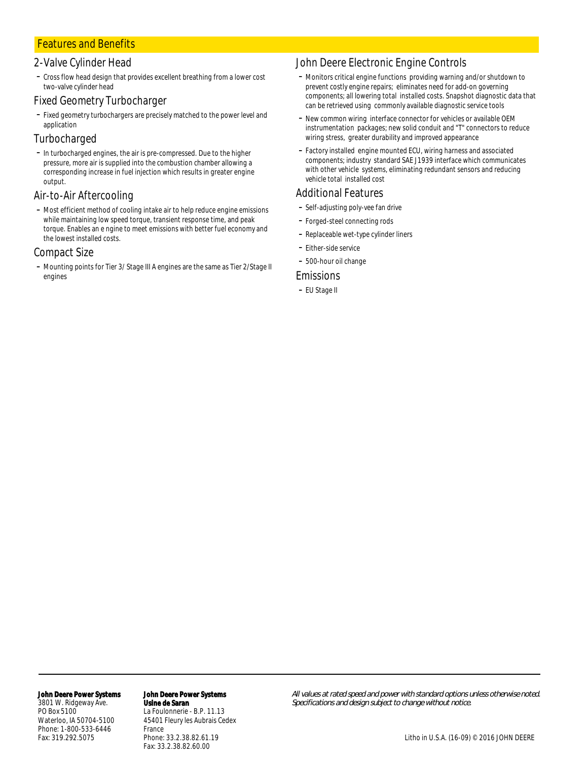## Features and Benefits

### 2-Valve Cylinder Head

- Cross flow head design that provides excellent breathing from a lower cost two-valve cylinder head

### Fixed Geometry Turbocharger

- Fixed geometry turbochargers are precisely matched to the power level and application

### Turbocharged

- In turbocharged engines, the air is pre-compressed. Due to the higher pressure, more air is supplied into the combustion chamber allowing a corresponding increase in fuel injection which results in greater engine output.

### Air-to-Air Aftercooling

- Most efficient method of cooling intake air to help reduce engine emissions while maintaining low speed torque, transient response time, and peak torque. Enables an e ngine to meet emissions with better fuel economy and the lowest installed costs.

### Compact Size

- Mounting points for Tier 3/ Stage III A engines are the same as Tier 2/Stage II engines

### John Deere Electronic Engine Controls

- Monitors critical engine functions providing warning and/or shutdown to prevent costly engine repairs; eliminates need for add-on governing components; all lowering total installed costs. Snapshot diagnostic data that can be retrieved using commonly available diagnostic service tools
- New common wiring interface connector for vehicles or available OEM instrumentation packages; new solid conduit and "T" connectors to reduce wiring stress, greater durability and improved appearance
- Factory installed engine mounted ECU, wiring harness and associated components; industry standard SAE J1939 interface which communicates with other vehicle systems, eliminating redundant sensors and reducing vehicle total installed cost

### Additional Features

- Self-adjusting poly-vee fan drive
- Forged-steel connecting rods
- Replaceable wet-type cylinder liners
- Either-side service
- 500-hour oil change

### Emissions

- EU Stage II

---

**John Deere Power Systems**
3801 W. Ridgeway Ave.
PO Box 5100
Waterloo, IA 50704-5100
Phone: 1-800-533-6446
Fax: 319.292.5075

**John Deere Power Systems**
**Usine de Saran**
La Foulonnerie - B.P. 11.13
45401 Fleury les Aubrais Cedex
France
Phone: 33.2.38.82.61.19
Fax: 33.2.38.82.60.00

*All values at rated speed and power with standard options unless otherwise noted. Specifications and design subject to change without notice.*

Litho in U.S.A. (16-09) © 2016 JOHN DEERE